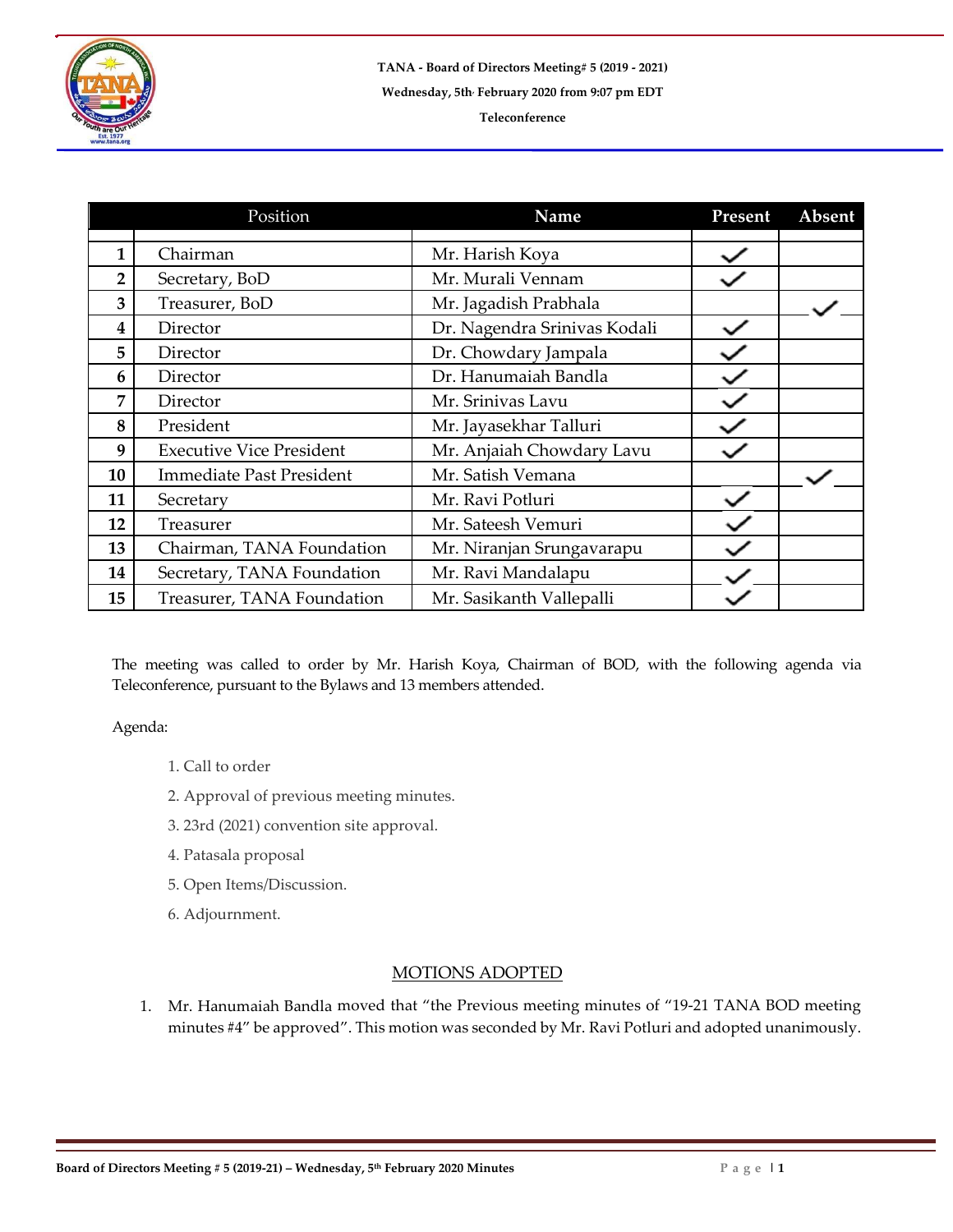**TANA - Board of Directors Meeting# 5 (2019 - 2021)**

**Wednesday, 5th February 2020 from 9:07 pm EDT**

**Teleconference**

| | Position | Name | Present | Absent |
|---|---|---|---|---|
| **1** | Chairman | Mr. Harish Koya | ✓ | |
| **2** | Secretary, BoD | Mr. Murali Vennam | ✓ | |
| **3** | Treasurer, BoD | Mr. Jagadish Prabhala | | ✓ |
| **4** | Director | Dr. Nagendra Srinivas Kodali | ✓ | |
| **5** | Director | Dr. Chowdary Jampala | ✓ | |
| **6** | Director | Dr. Hanumaiah Bandla | ✓ | |
| **7** | Director | Mr. Srinivas Lavu | ✓ | |
| **8** | President | Mr. Jayasekhar Talluri | ✓ | |
| **9** | Executive Vice President | Mr. Anjaiah Chowdary Lavu | ✓ | |
| **10** | Immediate Past President | Mr. Satish Vemana | | ✓ |
| **11** | Secretary | Mr. Ravi Potluri | ✓ | |
| **12** | Treasurer | Mr. Sateesh Vemuri | ✓ | |
| **13** | Chairman, TANA Foundation | Mr. Niranjan Srungavarapu | ✓ | |
| **14** | Secretary, TANA Foundation | Mr. Ravi Mandalapu | ✓ | |
| **15** | Treasurer, TANA Foundation | Mr. Sasikanth Vallepalli | ✓ | |

The meeting was called to order by Mr. Harish Koya, Chairman of BOD, with the following agenda via Teleconference, pursuant to the Bylaws and 13 members attended.

Agenda:

1. Call to order
2. Approval of previous meeting minutes.
3. 23rd (2021) convention site approval.
4. Patasala proposal
5. Open Items/Discussion.
6. Adjournment.

## MOTIONS ADOPTED

1. Mr. Hanumaiah Bandla moved that "the Previous meeting minutes of "19-21 TANA BOD meeting minutes #4" be approved". This motion was seconded by Mr. Ravi Potluri and adopted unanimously.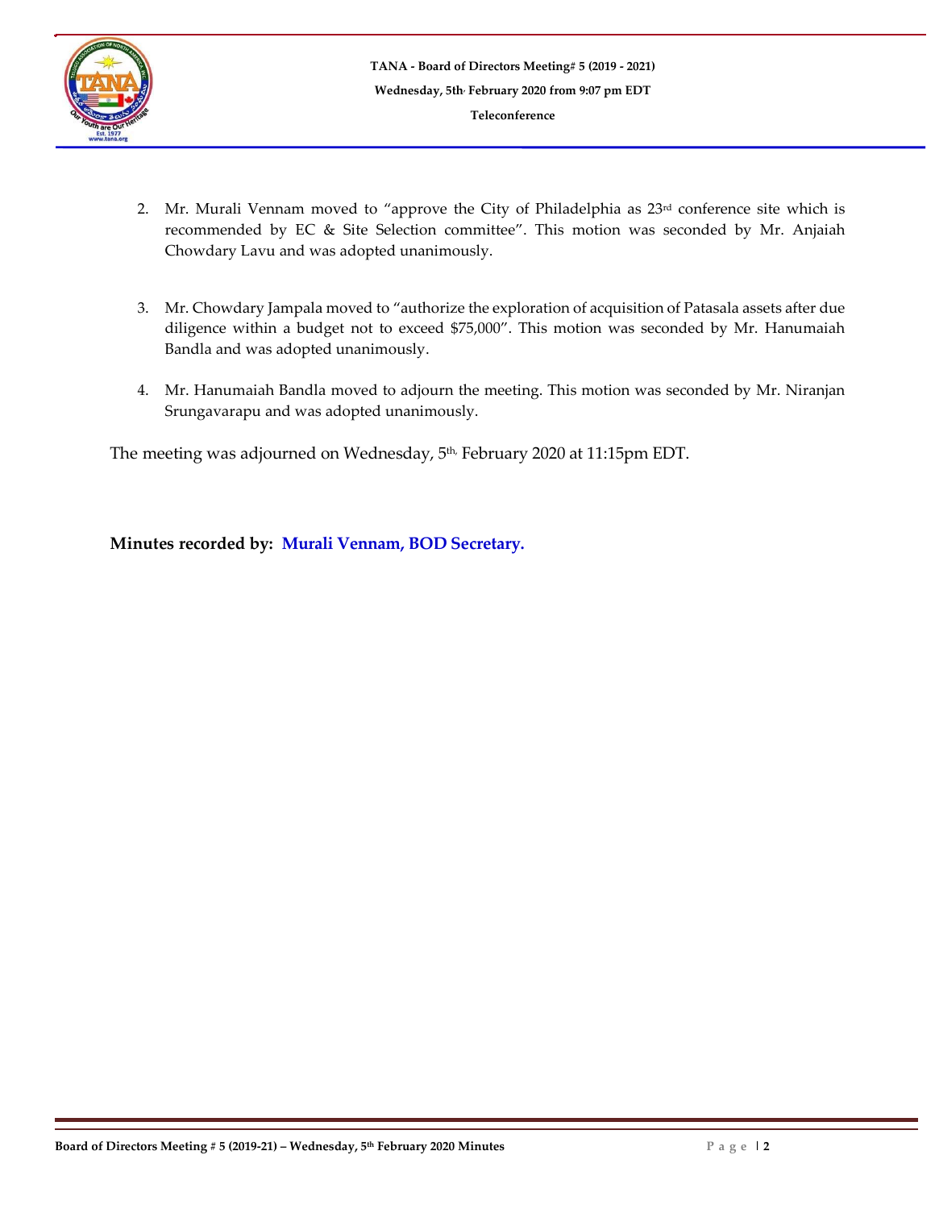2. Mr. Murali Vennam moved to "approve the City of Philadelphia as 23rd conference site which is recommended by EC & Site Selection committee". This motion was seconded by Mr. Anjaiah Chowdary Lavu and was adopted unanimously.

3. Mr. Chowdary Jampala moved to "authorize the exploration of acquisition of Patasala assets after due diligence within a budget not to exceed $75,000". This motion was seconded by Mr. Hanumaiah Bandla and was adopted unanimously.

4. Mr. Hanumaiah Bandla moved to adjourn the meeting. This motion was seconded by Mr. Niranjan Srungavarapu and was adopted unanimously.

The meeting was adjourned on Wednesday, 5th, February 2020 at 11:15pm EDT.

**Minutes recorded by: Murali Vennam, BOD Secretary.**